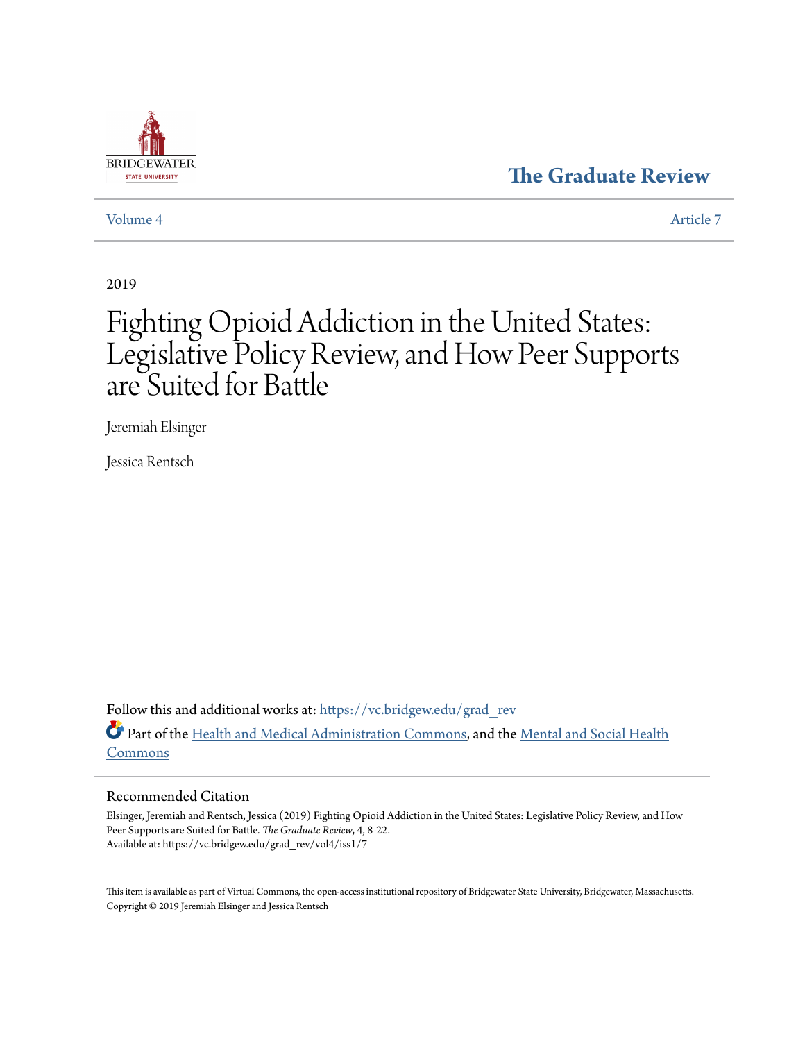BRIDGEWATER STATE UNIVERSITY

**The Graduate Review**

Volume 4 | Article 7

2019

# Fighting Opioid Addiction in the United States: Legislative Policy Review, and How Peer Supports are Suited for Battle

Jeremiah Elsinger

Jessica Rentsch

Follow this and additional works at: https://vc.bridgew.edu/grad_rev

Part of the Health and Medical Administration Commons, and the Mental and Social Health Commons

## Recommended Citation

Elsinger, Jeremiah and Rentsch, Jessica (2019) Fighting Opioid Addiction in the United States: Legislative Policy Review, and How Peer Supports are Suited for Battle. *The Graduate Review*, 4, 8-22.
Available at: https://vc.bridgew.edu/grad_rev/vol4/iss1/7

This item is available as part of Virtual Commons, the open-access institutional repository of Bridgewater State University, Bridgewater, Massachusetts.
Copyright © 2019 Jeremiah Elsinger and Jessica Rentsch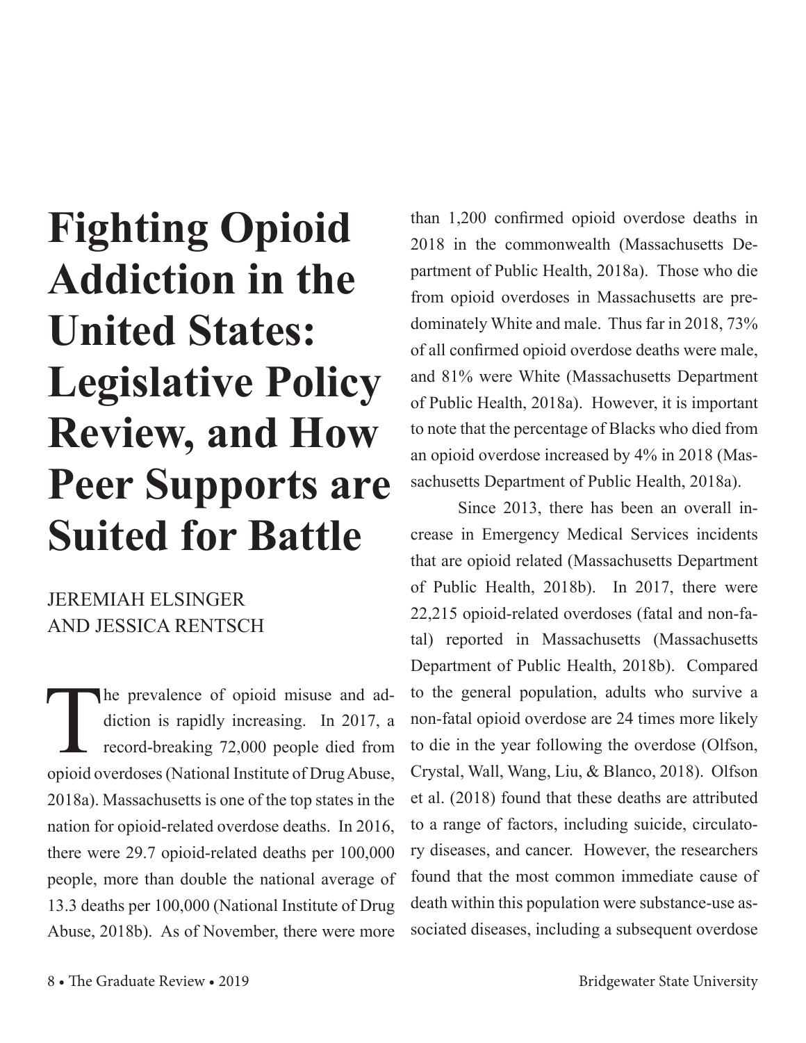# Fighting Opioid Addiction in the United States: Legislative Policy Review, and How Peer Supports are Suited for Battle

JEREMIAH ELSINGER AND JESSICA RENTSCH

The prevalence of opioid misuse and addiction is rapidly increasing. In 2017, a record-breaking 72,000 people died from opioid overdoses (National Institute of Drug Abuse, 2018a). Massachusetts is one of the top states in the nation for opioid-related overdose deaths. In 2016, there were 29.7 opioid-related deaths per 100,000 people, more than double the national average of 13.3 deaths per 100,000 (National Institute of Drug Abuse, 2018b). As of November, there were more than 1,200 confirmed opioid overdose deaths in 2018 in the commonwealth (Massachusetts Department of Public Health, 2018a). Those who die from opioid overdoses in Massachusetts are predominately White and male. Thus far in 2018, 73% of all confirmed opioid overdose deaths were male, and 81% were White (Massachusetts Department of Public Health, 2018a). However, it is important to note that the percentage of Blacks who died from an opioid overdose increased by 4% in 2018 (Massachusetts Department of Public Health, 2018a).

Since 2013, there has been an overall increase in Emergency Medical Services incidents that are opioid related (Massachusetts Department of Public Health, 2018b). In 2017, there were 22,215 opioid-related overdoses (fatal and non-fatal) reported in Massachusetts (Massachusetts Department of Public Health, 2018b). Compared to the general population, adults who survive a non-fatal opioid overdose are 24 times more likely to die in the year following the overdose (Olfson, Crystal, Wall, Wang, Liu, & Blanco, 2018). Olfson et al. (2018) found that these deaths are attributed to a range of factors, including suicide, circulatory diseases, and cancer. However, the researchers found that the most common immediate cause of death within this population were substance-use associated diseases, including a subsequent overdose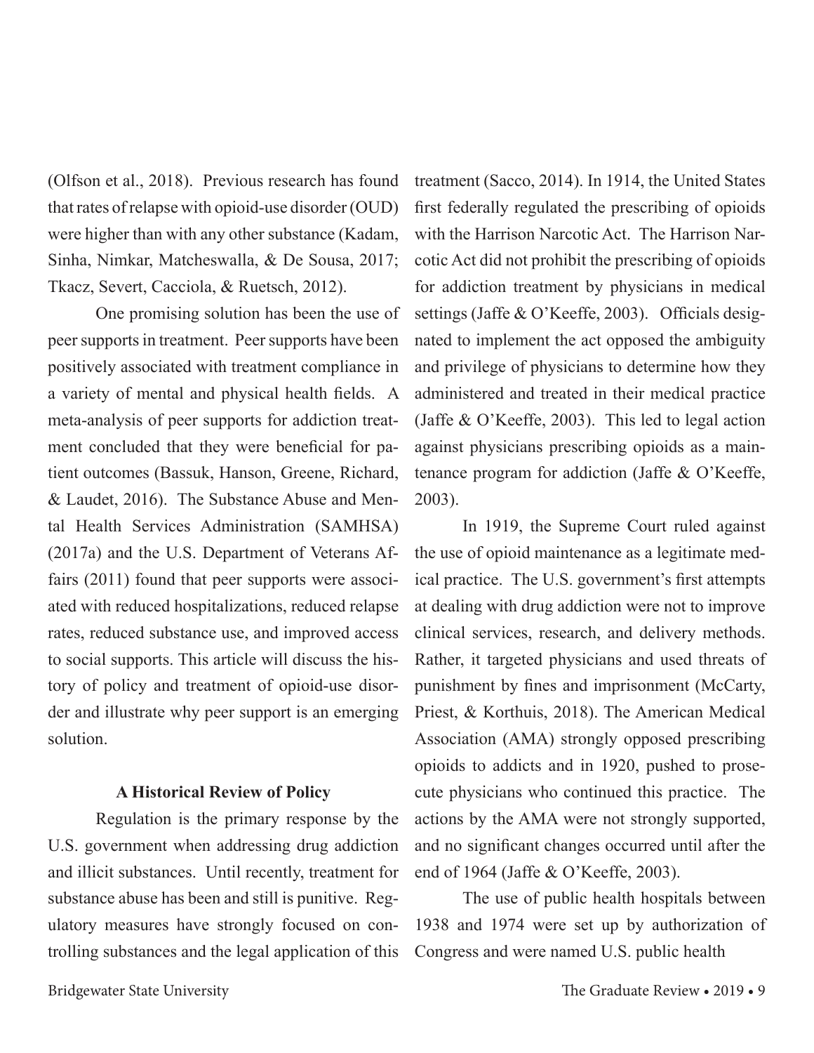(Olfson et al., 2018). Previous research has found that rates of relapse with opioid-use disorder (OUD) were higher than with any other substance (Kadam, Sinha, Nimkar, Matcheswalla, & De Sousa, 2017; Tkacz, Severt, Cacciola, & Ruetsch, 2012).

One promising solution has been the use of peer supports in treatment. Peer supports have been positively associated with treatment compliance in a variety of mental and physical health fields. A meta-analysis of peer supports for addiction treatment concluded that they were beneficial for patient outcomes (Bassuk, Hanson, Greene, Richard, & Laudet, 2016). The Substance Abuse and Mental Health Services Administration (SAMHSA) (2017a) and the U.S. Department of Veterans Affairs (2011) found that peer supports were associated with reduced hospitalizations, reduced relapse rates, reduced substance use, and improved access to social supports. This article will discuss the history of policy and treatment of opioid-use disorder and illustrate why peer support is an emerging solution.

### A Historical Review of Policy

Regulation is the primary response by the U.S. government when addressing drug addiction and illicit substances. Until recently, treatment for substance abuse has been and still is punitive. Regulatory measures have strongly focused on controlling substances and the legal application of this treatment (Sacco, 2014). In 1914, the United States first federally regulated the prescribing of opioids with the Harrison Narcotic Act. The Harrison Narcotic Act did not prohibit the prescribing of opioids for addiction treatment by physicians in medical settings (Jaffe & O'Keeffe, 2003). Officials designated to implement the act opposed the ambiguity and privilege of physicians to determine how they administered and treated in their medical practice (Jaffe & O'Keeffe, 2003). This led to legal action against physicians prescribing opioids as a maintenance program for addiction (Jaffe & O'Keeffe, 2003).

In 1919, the Supreme Court ruled against the use of opioid maintenance as a legitimate medical practice. The U.S. government's first attempts at dealing with drug addiction were not to improve clinical services, research, and delivery methods. Rather, it targeted physicians and used threats of punishment by fines and imprisonment (McCarty, Priest, & Korthuis, 2018). The American Medical Association (AMA) strongly opposed prescribing opioids to addicts and in 1920, pushed to prosecute physicians who continued this practice. The actions by the AMA were not strongly supported, and no significant changes occurred until after the end of 1964 (Jaffe & O'Keeffe, 2003).

The use of public health hospitals between 1938 and 1974 were set up by authorization of Congress and were named U.S. public health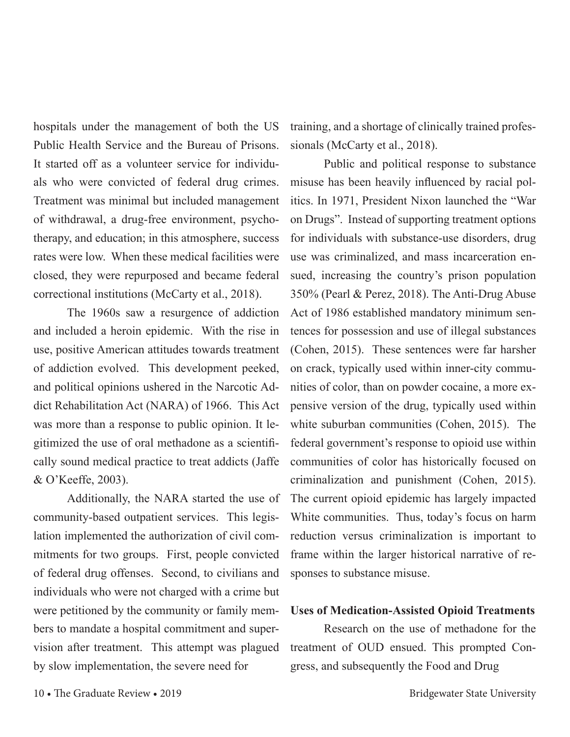hospitals under the management of both the US Public Health Service and the Bureau of Prisons. It started off as a volunteer service for individuals who were convicted of federal drug crimes. Treatment was minimal but included management of withdrawal, a drug-free environment, psychotherapy, and education; in this atmosphere, success rates were low. When these medical facilities were closed, they were repurposed and became federal correctional institutions (McCarty et al., 2018).

The 1960s saw a resurgence of addiction and included a heroin epidemic. With the rise in use, positive American attitudes towards treatment of addiction evolved. This development peeked, and political opinions ushered in the Narcotic Addict Rehabilitation Act (NARA) of 1966. This Act was more than a response to public opinion. It legitimized the use of oral methadone as a scientifically sound medical practice to treat addicts (Jaffe & O'Keeffe, 2003).

Additionally, the NARA started the use of community-based outpatient services. This legislation implemented the authorization of civil commitments for two groups. First, people convicted of federal drug offenses. Second, to civilians and individuals who were not charged with a crime but were petitioned by the community or family members to mandate a hospital commitment and supervision after treatment. This attempt was plagued by slow implementation, the severe need for training, and a shortage of clinically trained professionals (McCarty et al., 2018).

Public and political response to substance misuse has been heavily influenced by racial politics. In 1971, President Nixon launched the "War on Drugs". Instead of supporting treatment options for individuals with substance-use disorders, drug use was criminalized, and mass incarceration ensued, increasing the country's prison population 350% (Pearl & Perez, 2018). The Anti-Drug Abuse Act of 1986 established mandatory minimum sentences for possession and use of illegal substances (Cohen, 2015). These sentences were far harsher on crack, typically used within inner-city communities of color, than on powder cocaine, a more expensive version of the drug, typically used within white suburban communities (Cohen, 2015). The federal government's response to opioid use within communities of color has historically focused on criminalization and punishment (Cohen, 2015). The current opioid epidemic has largely impacted White communities. Thus, today's focus on harm reduction versus criminalization is important to frame within the larger historical narrative of responses to substance misuse.

**Uses of Medication-Assisted Opioid Treatments**

Research on the use of methadone for the treatment of OUD ensued. This prompted Congress, and subsequently the Food and Drug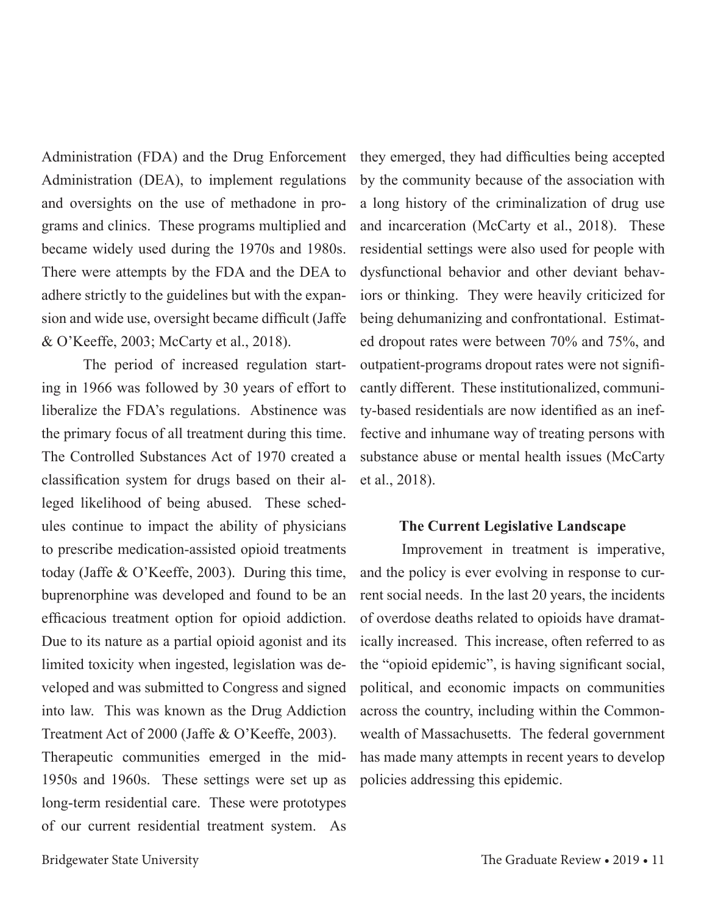Administration (FDA) and the Drug Enforcement Administration (DEA), to implement regulations and oversights on the use of methadone in programs and clinics. These programs multiplied and became widely used during the 1970s and 1980s. There were attempts by the FDA and the DEA to adhere strictly to the guidelines but with the expansion and wide use, oversight became difficult (Jaffe & O'Keeffe, 2003; McCarty et al., 2018).

The period of increased regulation starting in 1966 was followed by 30 years of effort to liberalize the FDA's regulations. Abstinence was the primary focus of all treatment during this time. The Controlled Substances Act of 1970 created a classification system for drugs based on their alleged likelihood of being abused. These schedules continue to impact the ability of physicians to prescribe medication-assisted opioid treatments today (Jaffe & O'Keeffe, 2003). During this time, buprenorphine was developed and found to be an efficacious treatment option for opioid addiction. Due to its nature as a partial opioid agonist and its limited toxicity when ingested, legislation was developed and was submitted to Congress and signed into law. This was known as the Drug Addiction Treatment Act of 2000 (Jaffe & O'Keeffe, 2003).

Therapeutic communities emerged in the mid-1950s and 1960s. These settings were set up as long-term residential care. These were prototypes of our current residential treatment system. As they emerged, they had difficulties being accepted by the community because of the association with a long history of the criminalization of drug use and incarceration (McCarty et al., 2018). These residential settings were also used for people with dysfunctional behavior and other deviant behaviors or thinking. They were heavily criticized for being dehumanizing and confrontational. Estimated dropout rates were between 70% and 75%, and outpatient-programs dropout rates were not significantly different. These institutionalized, community-based residentials are now identified as an ineffective and inhumane way of treating persons with substance abuse or mental health issues (McCarty et al., 2018).

## The Current Legislative Landscape

Improvement in treatment is imperative, and the policy is ever evolving in response to current social needs. In the last 20 years, the incidents of overdose deaths related to opioids have dramatically increased. This increase, often referred to as the "opioid epidemic", is having significant social, political, and economic impacts on communities across the country, including within the Commonwealth of Massachusetts. The federal government has made many attempts in recent years to develop policies addressing this epidemic.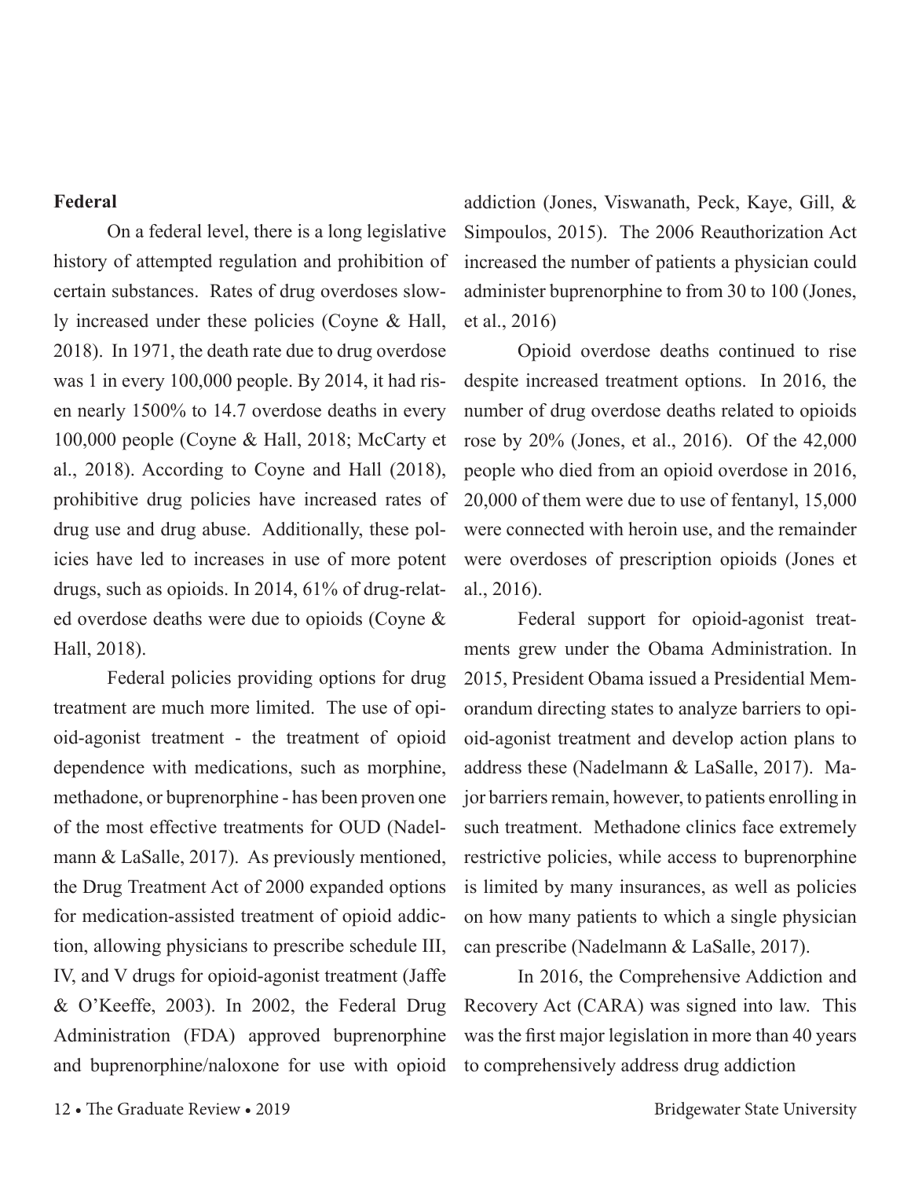**Federal**

On a federal level, there is a long legislative history of attempted regulation and prohibition of certain substances. Rates of drug overdoses slowly increased under these policies (Coyne & Hall, 2018). In 1971, the death rate due to drug overdose was 1 in every 100,000 people. By 2014, it had risen nearly 1500% to 14.7 overdose deaths in every 100,000 people (Coyne & Hall, 2018; McCarty et al., 2018). According to Coyne and Hall (2018), prohibitive drug policies have increased rates of drug use and drug abuse. Additionally, these policies have led to increases in use of more potent drugs, such as opioids. In 2014, 61% of drug-related overdose deaths were due to opioids (Coyne & Hall, 2018).

Federal policies providing options for drug treatment are much more limited. The use of opioid-agonist treatment - the treatment of opioid dependence with medications, such as morphine, methadone, or buprenorphine - has been proven one of the most effective treatments for OUD (Nadelmann & LaSalle, 2017). As previously mentioned, the Drug Treatment Act of 2000 expanded options for medication-assisted treatment of opioid addiction, allowing physicians to prescribe schedule III, IV, and V drugs for opioid-agonist treatment (Jaffe & O'Keeffe, 2003). In 2002, the Federal Drug Administration (FDA) approved buprenorphine and buprenorphine/naloxone for use with opioid addiction (Jones, Viswanath, Peck, Kaye, Gill, & Simpoulos, 2015). The 2006 Reauthorization Act increased the number of patients a physician could administer buprenorphine to from 30 to 100 (Jones, et al., 2016)

Opioid overdose deaths continued to rise despite increased treatment options. In 2016, the number of drug overdose deaths related to opioids rose by 20% (Jones, et al., 2016). Of the 42,000 people who died from an opioid overdose in 2016, 20,000 of them were due to use of fentanyl, 15,000 were connected with heroin use, and the remainder were overdoses of prescription opioids (Jones et al., 2016).

Federal support for opioid-agonist treatments grew under the Obama Administration. In 2015, President Obama issued a Presidential Memorandum directing states to analyze barriers to opioid-agonist treatment and develop action plans to address these (Nadelmann & LaSalle, 2017). Major barriers remain, however, to patients enrolling in such treatment. Methadone clinics face extremely restrictive policies, while access to buprenorphine is limited by many insurances, as well as policies on how many patients to which a single physician can prescribe (Nadelmann & LaSalle, 2017).

In 2016, the Comprehensive Addiction and Recovery Act (CARA) was signed into law. This was the first major legislation in more than 40 years to comprehensively address drug addiction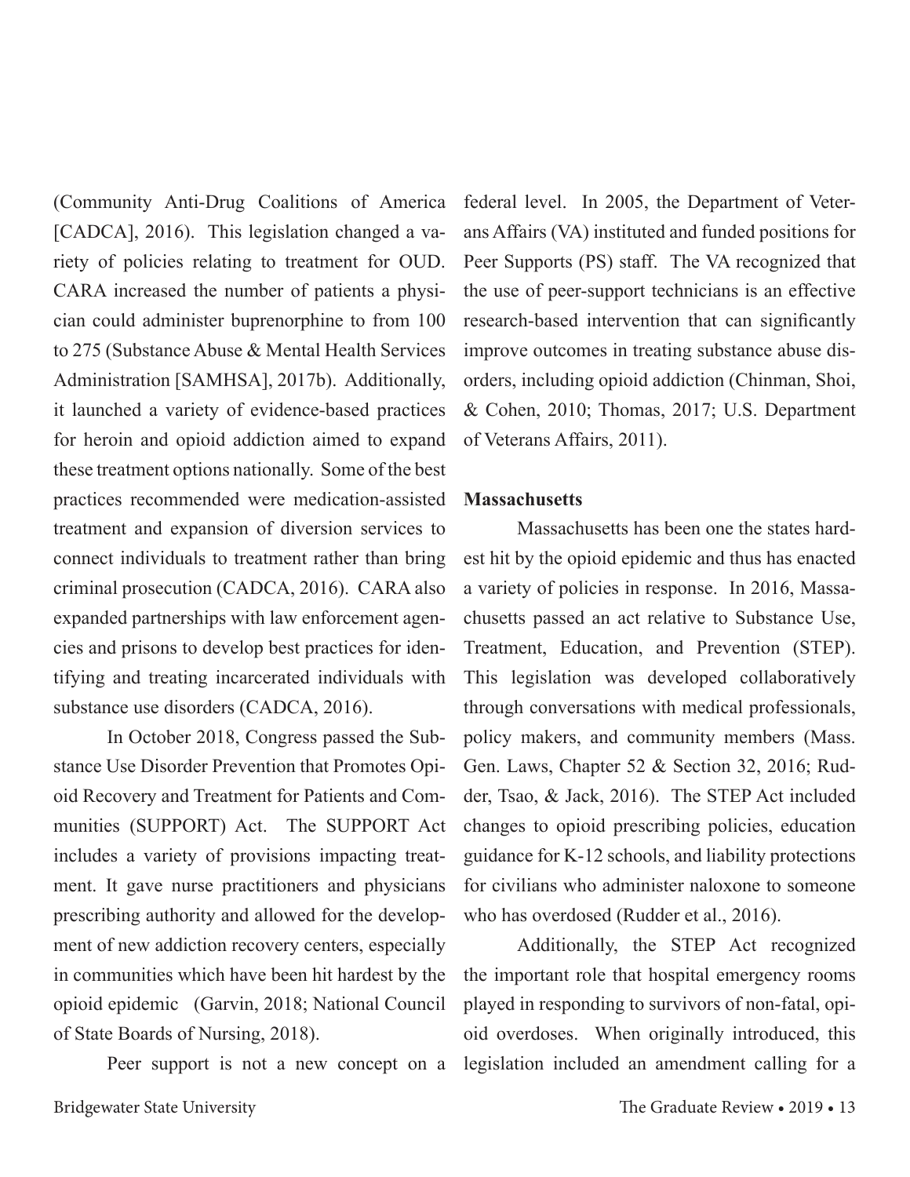(Community Anti-Drug Coalitions of America [CADCA], 2016). This legislation changed a variety of policies relating to treatment for OUD. CARA increased the number of patients a physician could administer buprenorphine to from 100 to 275 (Substance Abuse & Mental Health Services Administration [SAMHSA], 2017b). Additionally, it launched a variety of evidence-based practices for heroin and opioid addiction aimed to expand these treatment options nationally. Some of the best practices recommended were medication-assisted treatment and expansion of diversion services to connect individuals to treatment rather than bring criminal prosecution (CADCA, 2016). CARA also expanded partnerships with law enforcement agencies and prisons to develop best practices for identifying and treating incarcerated individuals with substance use disorders (CADCA, 2016).

In October 2018, Congress passed the Substance Use Disorder Prevention that Promotes Opioid Recovery and Treatment for Patients and Communities (SUPPORT) Act. The SUPPORT Act includes a variety of provisions impacting treatment. It gave nurse practitioners and physicians prescribing authority and allowed for the development of new addiction recovery centers, especially in communities which have been hit hardest by the opioid epidemic (Garvin, 2018; National Council of State Boards of Nursing, 2018).

Peer support is not a new concept on a federal level. In 2005, the Department of Veterans Affairs (VA) instituted and funded positions for Peer Supports (PS) staff. The VA recognized that the use of peer-support technicians is an effective research-based intervention that can significantly improve outcomes in treating substance abuse disorders, including opioid addiction (Chinman, Shoi, & Cohen, 2010; Thomas, 2017; U.S. Department of Veterans Affairs, 2011).

**Massachusetts**

Massachusetts has been one the states hardest hit by the opioid epidemic and thus has enacted a variety of policies in response. In 2016, Massachusetts passed an act relative to Substance Use, Treatment, Education, and Prevention (STEP). This legislation was developed collaboratively through conversations with medical professionals, policy makers, and community members (Mass. Gen. Laws, Chapter 52 & Section 32, 2016; Rudder, Tsao, & Jack, 2016). The STEP Act included changes to opioid prescribing policies, education guidance for K-12 schools, and liability protections for civilians who administer naloxone to someone who has overdosed (Rudder et al., 2016).

Additionally, the STEP Act recognized the important role that hospital emergency rooms played in responding to survivors of non-fatal, opioid overdoses. When originally introduced, this legislation included an amendment calling for a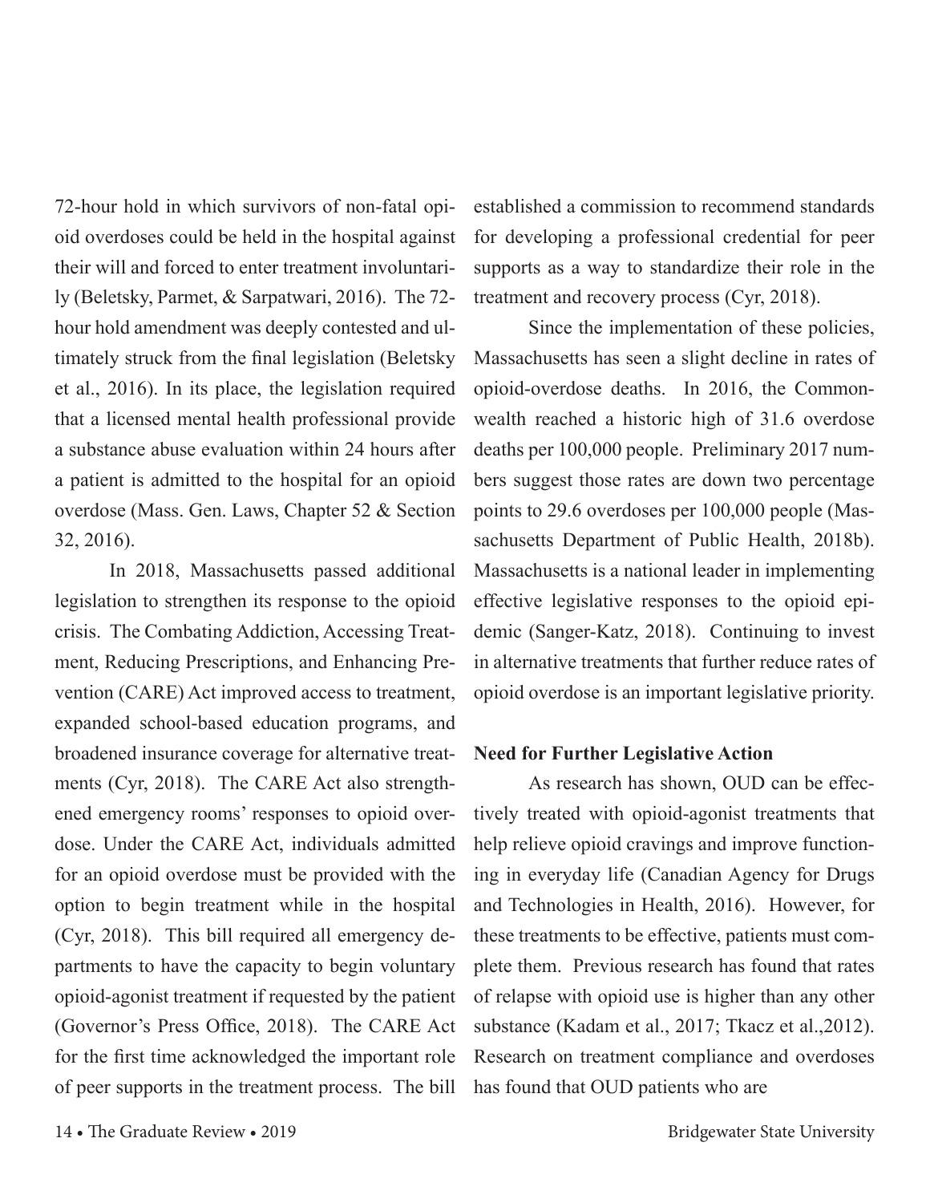72-hour hold in which survivors of non-fatal opioid overdoses could be held in the hospital against their will and forced to enter treatment involuntarily (Beletsky, Parmet, & Sarpatwari, 2016). The 72-hour hold amendment was deeply contested and ultimately struck from the final legislation (Beletsky et al., 2016). In its place, the legislation required that a licensed mental health professional provide a substance abuse evaluation within 24 hours after a patient is admitted to the hospital for an opioid overdose (Mass. Gen. Laws, Chapter 52 & Section 32, 2016).

In 2018, Massachusetts passed additional legislation to strengthen its response to the opioid crisis. The Combating Addiction, Accessing Treatment, Reducing Prescriptions, and Enhancing Prevention (CARE) Act improved access to treatment, expanded school-based education programs, and broadened insurance coverage for alternative treatments (Cyr, 2018). The CARE Act also strengthened emergency rooms' responses to opioid overdose. Under the CARE Act, individuals admitted for an opioid overdose must be provided with the option to begin treatment while in the hospital (Cyr, 2018). This bill required all emergency departments to have the capacity to begin voluntary opioid-agonist treatment if requested by the patient (Governor's Press Office, 2018). The CARE Act for the first time acknowledged the important role of peer supports in the treatment process. The bill established a commission to recommend standards for developing a professional credential for peer supports as a way to standardize their role in the treatment and recovery process (Cyr, 2018).

Since the implementation of these policies, Massachusetts has seen a slight decline in rates of opioid-overdose deaths. In 2016, the Commonwealth reached a historic high of 31.6 overdose deaths per 100,000 people. Preliminary 2017 numbers suggest those rates are down two percentage points to 29.6 overdoses per 100,000 people (Massachusetts Department of Public Health, 2018b). Massachusetts is a national leader in implementing effective legislative responses to the opioid epidemic (Sanger-Katz, 2018). Continuing to invest in alternative treatments that further reduce rates of opioid overdose is an important legislative priority.

**Need for Further Legislative Action**

As research has shown, OUD can be effectively treated with opioid-agonist treatments that help relieve opioid cravings and improve functioning in everyday life (Canadian Agency for Drugs and Technologies in Health, 2016). However, for these treatments to be effective, patients must complete them. Previous research has found that rates of relapse with opioid use is higher than any other substance (Kadam et al., 2017; Tkacz et al.,2012). Research on treatment compliance and overdoses has found that OUD patients who are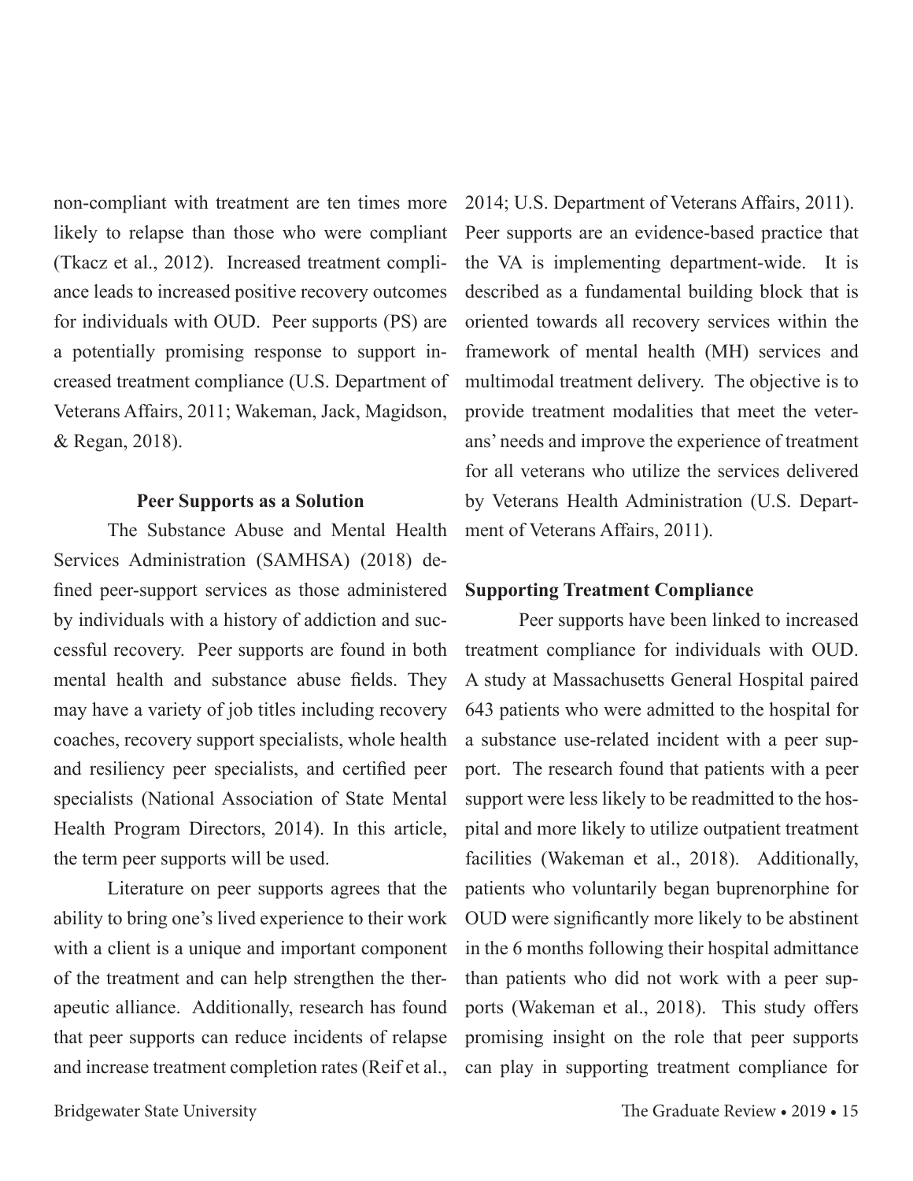non-compliant with treatment are ten times more likely to relapse than those who were compliant (Tkacz et al., 2012). Increased treatment compliance leads to increased positive recovery outcomes for individuals with OUD. Peer supports (PS) are a potentially promising response to support increased treatment compliance (U.S. Department of Veterans Affairs, 2011; Wakeman, Jack, Magidson, & Regan, 2018).

### Peer Supports as a Solution

The Substance Abuse and Mental Health Services Administration (SAMHSA) (2018) defined peer-support services as those administered by individuals with a history of addiction and successful recovery. Peer supports are found in both mental health and substance abuse fields. They may have a variety of job titles including recovery coaches, recovery support specialists, whole health and resiliency peer specialists, and certified peer specialists (National Association of State Mental Health Program Directors, 2014). In this article, the term peer supports will be used.

Literature on peer supports agrees that the ability to bring one's lived experience to their work with a client is a unique and important component of the treatment and can help strengthen the therapeutic alliance. Additionally, research has found that peer supports can reduce incidents of relapse and increase treatment completion rates (Reif et al., 2014; U.S. Department of Veterans Affairs, 2011). Peer supports are an evidence-based practice that the VA is implementing department-wide. It is described as a fundamental building block that is oriented towards all recovery services within the framework of mental health (MH) services and multimodal treatment delivery. The objective is to provide treatment modalities that meet the veterans' needs and improve the experience of treatment for all veterans who utilize the services delivered by Veterans Health Administration (U.S. Department of Veterans Affairs, 2011).

### Supporting Treatment Compliance

Peer supports have been linked to increased treatment compliance for individuals with OUD. A study at Massachusetts General Hospital paired 643 patients who were admitted to the hospital for a substance use-related incident with a peer support. The research found that patients with a peer support were less likely to be readmitted to the hospital and more likely to utilize outpatient treatment facilities (Wakeman et al., 2018). Additionally, patients who voluntarily began buprenorphine for OUD were significantly more likely to be abstinent in the 6 months following their hospital admittance than patients who did not work with a peer supports (Wakeman et al., 2018). This study offers promising insight on the role that peer supports can play in supporting treatment compliance for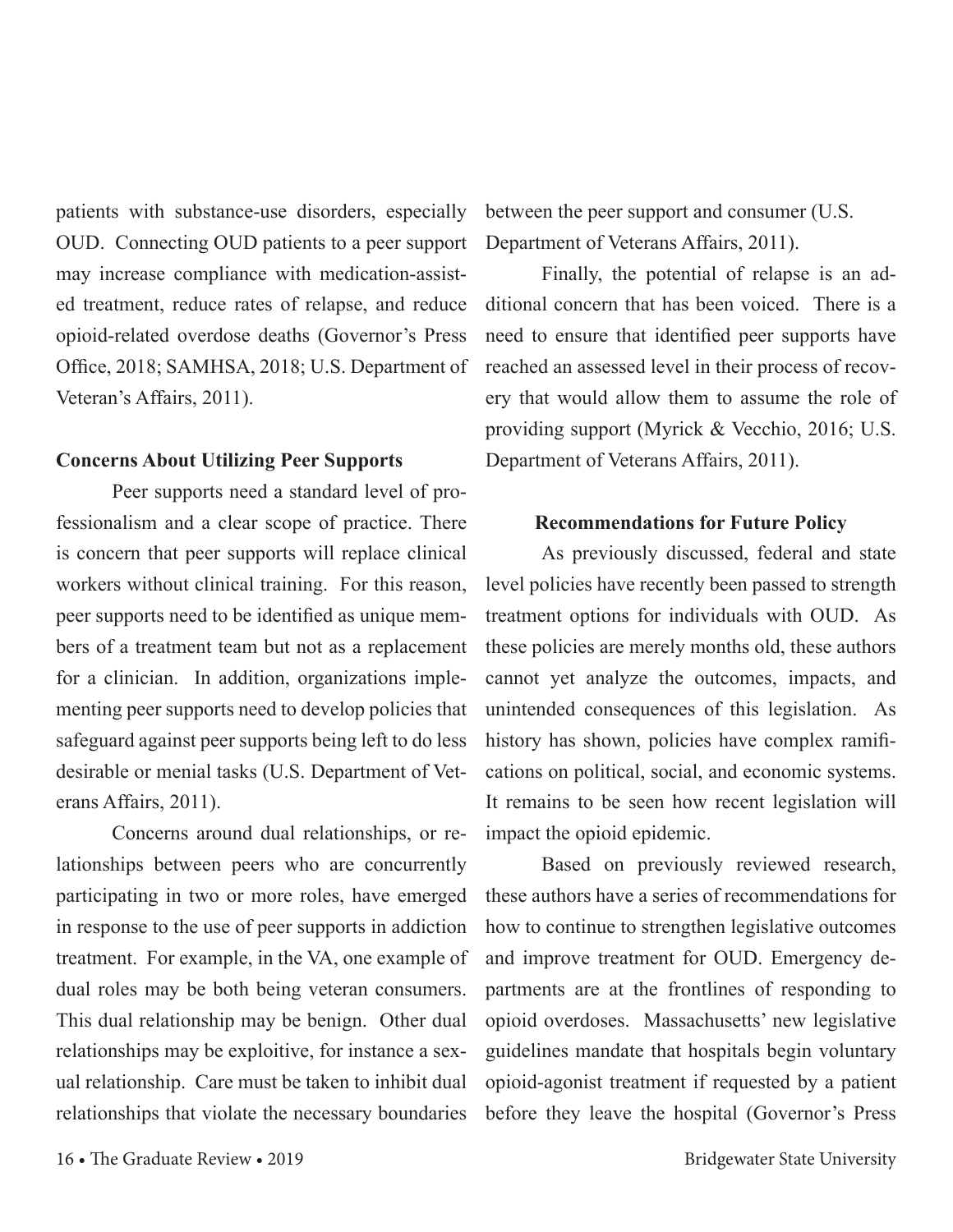patients with substance-use disorders, especially OUD. Connecting OUD patients to a peer support may increase compliance with medication-assisted treatment, reduce rates of relapse, and reduce opioid-related overdose deaths (Governor's Press Office, 2018; SAMHSA, 2018; U.S. Department of Veteran's Affairs, 2011).

**Concerns About Utilizing Peer Supports**

Peer supports need a standard level of professionalism and a clear scope of practice. There is concern that peer supports will replace clinical workers without clinical training. For this reason, peer supports need to be identified as unique members of a treatment team but not as a replacement for a clinician. In addition, organizations implementing peer supports need to develop policies that safeguard against peer supports being left to do less desirable or menial tasks (U.S. Department of Veterans Affairs, 2011).

Concerns around dual relationships, or relationships between peers who are concurrently participating in two or more roles, have emerged in response to the use of peer supports in addiction treatment. For example, in the VA, one example of dual roles may be both being veteran consumers. This dual relationship may be benign. Other dual relationships may be exploitive, for instance a sexual relationship. Care must be taken to inhibit dual relationships that violate the necessary boundaries between the peer support and consumer (U.S. Department of Veterans Affairs, 2011).

Finally, the potential of relapse is an additional concern that has been voiced. There is a need to ensure that identified peer supports have reached an assessed level in their process of recovery that would allow them to assume the role of providing support (Myrick & Vecchio, 2016; U.S. Department of Veterans Affairs, 2011).

**Recommendations for Future Policy**

As previously discussed, federal and state level policies have recently been passed to strength treatment options for individuals with OUD. As these policies are merely months old, these authors cannot yet analyze the outcomes, impacts, and unintended consequences of this legislation. As history has shown, policies have complex ramifications on political, social, and economic systems. It remains to be seen how recent legislation will impact the opioid epidemic.

Based on previously reviewed research, these authors have a series of recommendations for how to continue to strengthen legislative outcomes and improve treatment for OUD. Emergency departments are at the frontlines of responding to opioid overdoses. Massachusetts' new legislative guidelines mandate that hospitals begin voluntary opioid-agonist treatment if requested by a patient before they leave the hospital (Governor's Press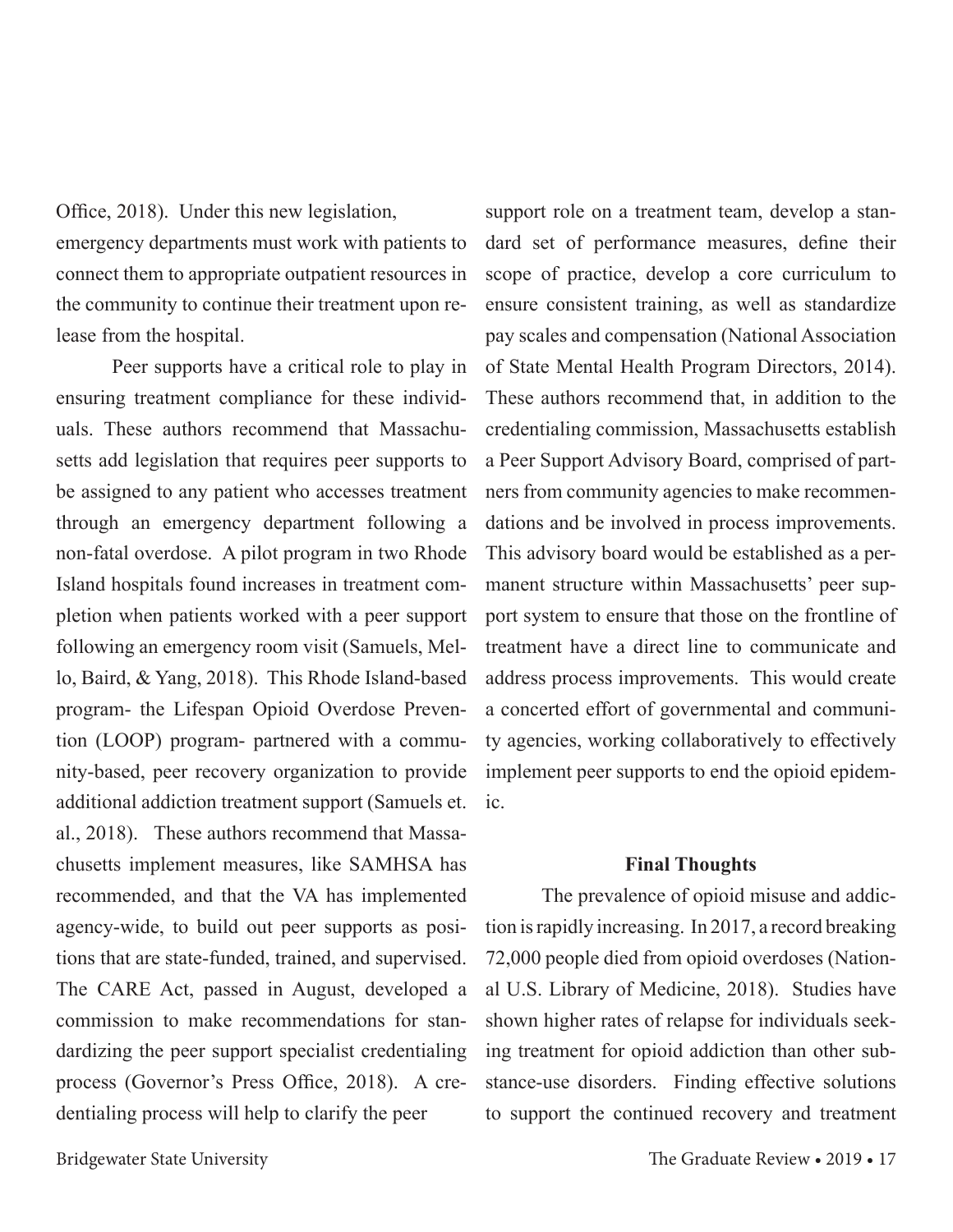Office, 2018). Under this new legislation, emergency departments must work with patients to connect them to appropriate outpatient resources in the community to continue their treatment upon release from the hospital.

Peer supports have a critical role to play in ensuring treatment compliance for these individuals. These authors recommend that Massachusetts add legislation that requires peer supports to be assigned to any patient who accesses treatment through an emergency department following a non-fatal overdose. A pilot program in two Rhode Island hospitals found increases in treatment completion when patients worked with a peer support following an emergency room visit (Samuels, Mello, Baird, & Yang, 2018). This Rhode Island-based program- the Lifespan Opioid Overdose Prevention (LOOP) program- partnered with a community-based, peer recovery organization to provide additional addiction treatment support (Samuels et. al., 2018). These authors recommend that Massachusetts implement measures, like SAMHSA has recommended, and that the VA has implemented agency-wide, to build out peer supports as positions that are state-funded, trained, and supervised. The CARE Act, passed in August, developed a commission to make recommendations for standardizing the peer support specialist credentialing process (Governor's Press Office, 2018). A credentialing process will help to clarify the peer support role on a treatment team, develop a standard set of performance measures, define their scope of practice, develop a core curriculum to ensure consistent training, as well as standardize pay scales and compensation (National Association of State Mental Health Program Directors, 2014). These authors recommend that, in addition to the credentialing commission, Massachusetts establish a Peer Support Advisory Board, comprised of partners from community agencies to make recommendations and be involved in process improvements. This advisory board would be established as a permanent structure within Massachusetts' peer support system to ensure that those on the frontline of treatment have a direct line to communicate and address process improvements. This would create a concerted effort of governmental and community agencies, working collaboratively to effectively implement peer supports to end the opioid epidemic.

## Final Thoughts

The prevalence of opioid misuse and addiction is rapidly increasing. In 2017, a record breaking 72,000 people died from opioid overdoses (National U.S. Library of Medicine, 2018). Studies have shown higher rates of relapse for individuals seeking treatment for opioid addiction than other substance-use disorders. Finding effective solutions to support the continued recovery and treatment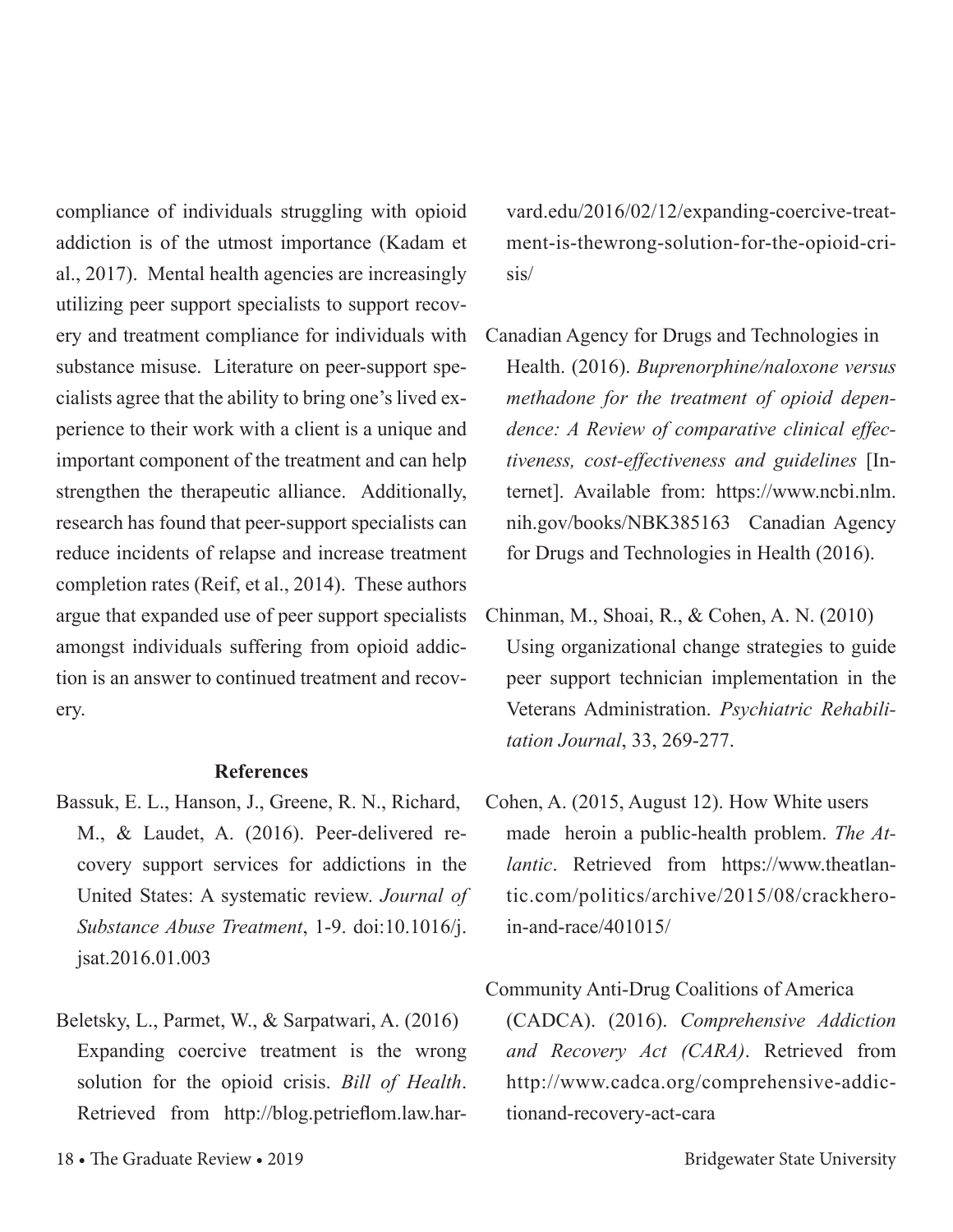compliance of individuals struggling with opioid addiction is of the utmost importance (Kadam et al., 2017). Mental health agencies are increasingly utilizing peer support specialists to support recovery and treatment compliance for individuals with substance misuse. Literature on peer-support specialists agree that the ability to bring one's lived experience to their work with a client is a unique and important component of the treatment and can help strengthen the therapeutic alliance. Additionally, research has found that peer-support specialists can reduce incidents of relapse and increase treatment completion rates (Reif, et al., 2014). These authors argue that expanded use of peer support specialists amongst individuals suffering from opioid addiction is an answer to continued treatment and recovery.

## References

Bassuk, E. L., Hanson, J., Greene, R. N., Richard, M., & Laudet, A. (2016). Peer-delivered recovery support services for addictions in the United States: A systematic review. *Journal of Substance Abuse Treatment*, 1-9. doi:10.1016/j.jsat.2016.01.003

Beletsky, L., Parmet, W., & Sarpatwari, A. (2016) Expanding coercive treatment is the wrong solution for the opioid crisis. *Bill of Health*. Retrieved from http://blog.petrieflom.law.harvard.edu/2016/02/12/expanding-coercive-treatment-is-thewrong-solution-for-the-opioid-crisis/

Canadian Agency for Drugs and Technologies in Health. (2016). *Buprenorphine/naloxone versus methadone for the treatment of opioid dependence: A Review of comparative clinical effectiveness, cost-effectiveness and guidelines* [Internet]. Available from: https://www.ncbi.nlm.nih.gov/books/NBK385163 Canadian Agency for Drugs and Technologies in Health (2016).

Chinman, M., Shoai, R., & Cohen, A. N. (2010) Using organizational change strategies to guide peer support technician implementation in the Veterans Administration. *Psychiatric Rehabilitation Journal*, 33, 269-277.

Cohen, A. (2015, August 12). How White users made heroin a public-health problem. *The Atlantic*. Retrieved from https://www.theatlantic.com/politics/archive/2015/08/crackheroin-and-race/401015/

Community Anti-Drug Coalitions of America (CADCA). (2016). *Comprehensive Addiction and Recovery Act (CARA)*. Retrieved from http://www.cadca.org/comprehensive-addictionand-recovery-act-cara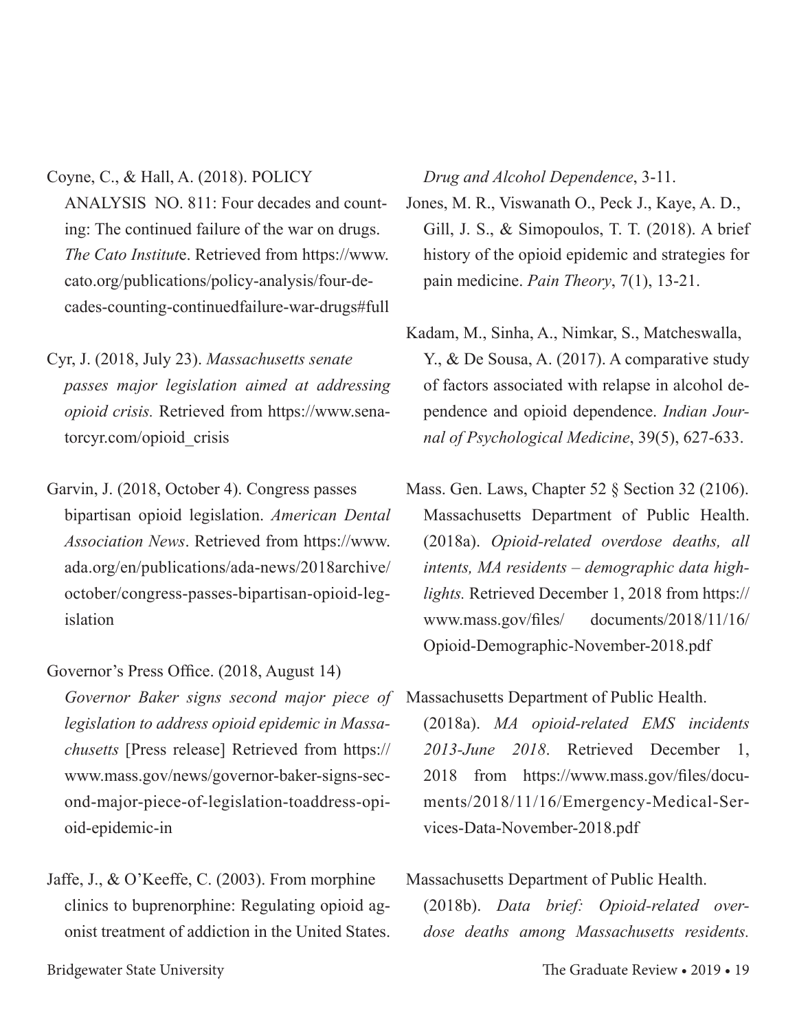Coyne, C., & Hall, A. (2018). POLICY ANALYSIS NO. 811: Four decades and counting: The continued failure of the war on drugs. *The Cato Institut*e. Retrieved from https://www.cato.org/publications/policy-analysis/four-decades-counting-continuedfailure-war-drugs#full

Cyr, J. (2018, July 23). *Massachusetts senate passes major legislation aimed at addressing opioid crisis.* Retrieved from https://www.senatorcyr.com/opioid_crisis

Garvin, J. (2018, October 4). Congress passes bipartisan opioid legislation. *American Dental Association News*. Retrieved from https://www.ada.org/en/publications/ada-news/2018archive/october/congress-passes-bipartisan-opioid-legislation

Governor's Press Office. (2018, August 14) *Governor Baker signs second major piece of legislation to address opioid epidemic in Massachusetts* [Press release] Retrieved from https://www.mass.gov/news/governor-baker-signs-second-major-piece-of-legislation-toaddress-opioid-epidemic-in

Jaffe, J., & O'Keeffe, C. (2003). From morphine clinics to buprenorphine: Regulating opioid agonist treatment of addiction in the United States. *Drug and Alcohol Dependence*, 3-11.

Jones, M. R., Viswanath O., Peck J., Kaye, A. D., Gill, J. S., & Simopoulos, T. T. (2018). A brief history of the opioid epidemic and strategies for pain medicine. *Pain Theory*, 7(1), 13-21.

Kadam, M., Sinha, A., Nimkar, S., Matcheswalla, Y., & De Sousa, A. (2017). A comparative study of factors associated with relapse in alcohol dependence and opioid dependence. *Indian Journal of Psychological Medicine*, 39(5), 627-633.

Mass. Gen. Laws, Chapter 52 § Section 32 (2106). Massachusetts Department of Public Health. (2018a). *Opioid-related overdose deaths, all intents, MA residents – demographic data highlights.* Retrieved December 1, 2018 from https://www.mass.gov/files/ documents/2018/11/16/Opioid-Demographic-November-2018.pdf

Massachusetts Department of Public Health. (2018a). *MA opioid-related EMS incidents 2013-June 2018*. Retrieved December 1, 2018 from https://www.mass.gov/files/documents/2018/11/16/Emergency-Medical-Services-Data-November-2018.pdf

Massachusetts Department of Public Health. (2018b). *Data brief: Opioid-related overdose deaths among Massachusetts residents.*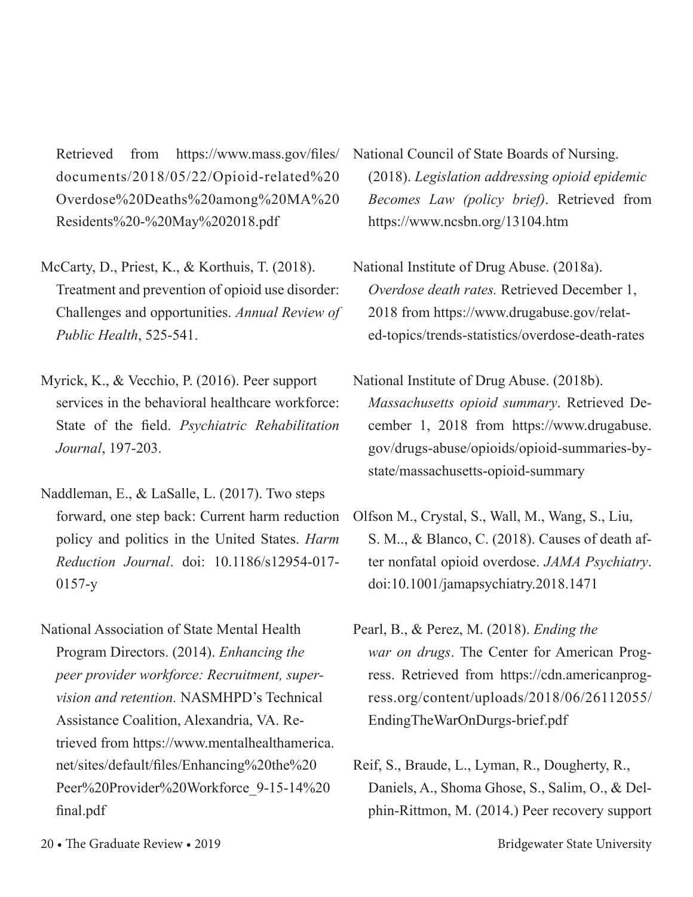Retrieved from https://www.mass.gov/files/documents/2018/05/22/Opioid-related%20Overdose%20Deaths%20among%20MA%20Residents%20-%20May%202018.pdf

McCarty, D., Priest, K., & Korthuis, T. (2018). Treatment and prevention of opioid use disorder: Challenges and opportunities. *Annual Review of Public Health*, 525-541.

Myrick, K., & Vecchio, P. (2016). Peer support services in the behavioral healthcare workforce: State of the field. *Psychiatric Rehabilitation Journal*, 197-203.

Naddleman, E., & LaSalle, L. (2017). Two steps forward, one step back: Current harm reduction policy and politics in the United States. *Harm Reduction Journal*. doi: 10.1186/s12954-017-0157-y

National Association of State Mental Health Program Directors. (2014). *Enhancing the peer provider workforce: Recruitment, supervision and retention.* NASMHPD's Technical Assistance Coalition, Alexandria, VA. Retrieved from https://www.mentalhealthamerica.net/sites/default/files/Enhancing%20the%20Peer%20Provider%20Workforce_9-15-14%20final.pdf

National Council of State Boards of Nursing. (2018). *Legislation addressing opioid epidemic Becomes Law (policy brief)*. Retrieved from https://www.ncsbn.org/13104.htm

National Institute of Drug Abuse. (2018a). *Overdose death rates.* Retrieved December 1, 2018 from https://www.drugabuse.gov/related-topics/trends-statistics/overdose-death-rates

National Institute of Drug Abuse. (2018b). *Massachusetts opioid summary*. Retrieved December 1, 2018 from https://www.drugabuse.gov/drugs-abuse/opioids/opioid-summaries-by-state/massachusetts-opioid-summary

Olfson M., Crystal, S., Wall, M., Wang, S., Liu, S. M.., & Blanco, C. (2018). Causes of death after nonfatal opioid overdose. *JAMA Psychiatry*. doi:10.1001/jamapsychiatry.2018.1471

Pearl, B., & Perez, M. (2018). *Ending the war on drugs*. The Center for American Progress. Retrieved from https://cdn.americanprogress.org/content/uploads/2018/06/26112055/EndingTheWarOnDurgs-brief.pdf

Reif, S., Braude, L., Lyman, R., Dougherty, R., Daniels, A., Shoma Ghose, S., Salim, O., & Delphin-Rittmon, M. (2014.) Peer recovery support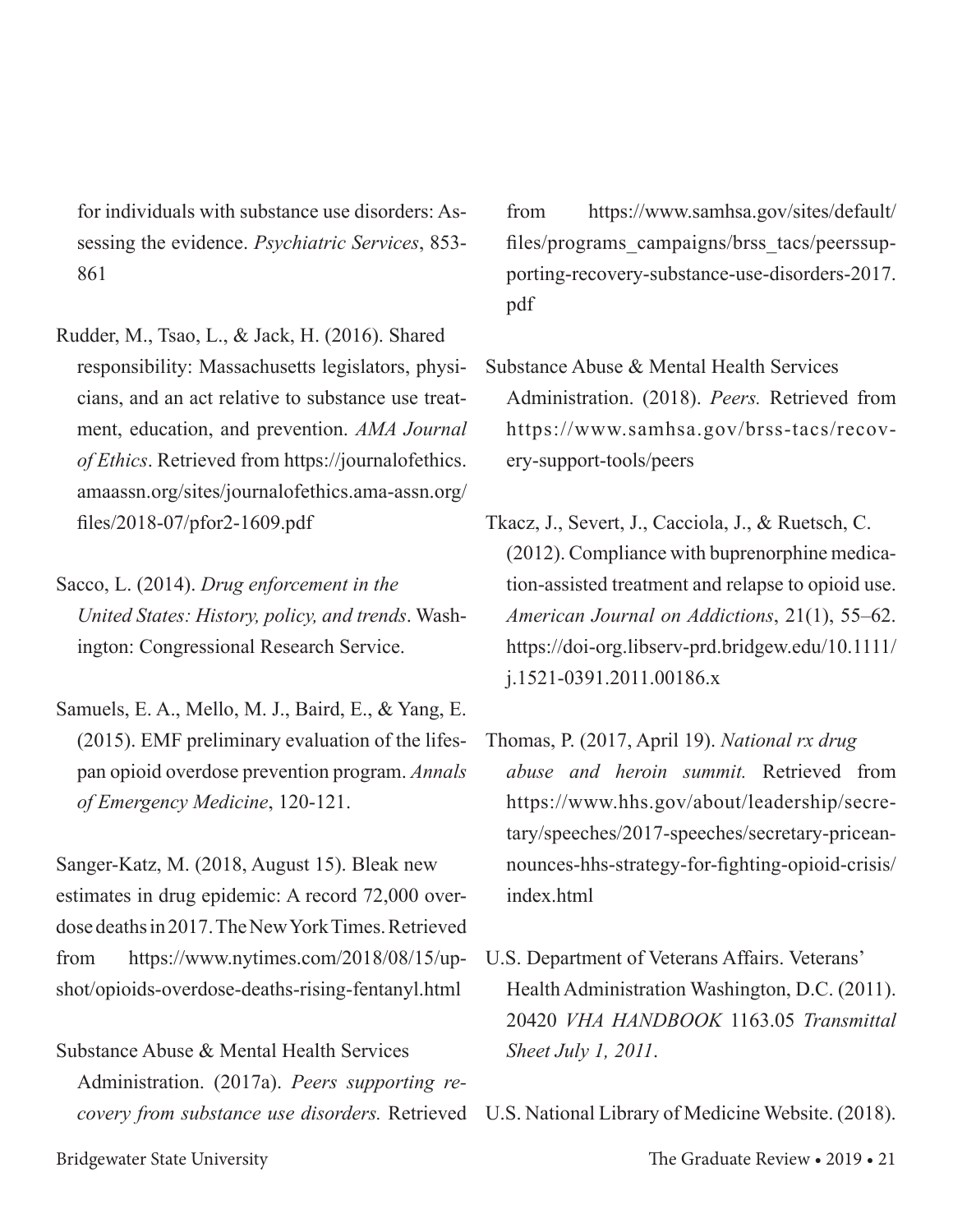for individuals with substance use disorders: Assessing the evidence. *Psychiatric Services*, 853-861

Rudder, M., Tsao, L., & Jack, H. (2016). Shared responsibility: Massachusetts legislators, physicians, and an act relative to substance use treatment, education, and prevention. *AMA Journal of Ethics*. Retrieved from https://journalofethics.amaassn.org/sites/journalofethics.ama-assn.org/files/2018-07/pfor2-1609.pdf

Sacco, L. (2014). *Drug enforcement in the United States: History, policy, and trends*. Washington: Congressional Research Service.

Samuels, E. A., Mello, M. J., Baird, E., & Yang, E. (2015). EMF preliminary evaluation of the lifespan opioid overdose prevention program. *Annals of Emergency Medicine*, 120-121.

Sanger-Katz, M. (2018, August 15). Bleak new estimates in drug epidemic: A record 72,000 overdose deaths in 2017. The New York Times. Retrieved from https://www.nytimes.com/2018/08/15/upshot/opioids-overdose-deaths-rising-fentanyl.html

Substance Abuse & Mental Health Services Administration. (2017a). *Peers supporting recovery from substance use disorders.* Retrieved from https://www.samhsa.gov/sites/default/files/programs_campaigns/brss_tacs/peerssupporting-recovery-substance-use-disorders-2017.pdf

Substance Abuse & Mental Health Services Administration. (2018). *Peers.* Retrieved from https://www.samhsa.gov/brss-tacs/recovery-support-tools/peers

Tkacz, J., Severt, J., Cacciola, J., & Ruetsch, C. (2012). Compliance with buprenorphine medication-assisted treatment and relapse to opioid use. *American Journal on Addictions*, 21(1), 55–62. https://doi-org.libserv-prd.bridgew.edu/10.1111/j.1521-0391.2011.00186.x

Thomas, P. (2017, April 19). *National rx drug abuse and heroin summit.* Retrieved from https://www.hhs.gov/about/leadership/secretary/speeches/2017-speeches/secretary-priceannounces-hhs-strategy-for-fighting-opioid-crisis/index.html

U.S. Department of Veterans Affairs. Veterans' Health Administration Washington, D.C. (2011). 20420 *VHA HANDBOOK* 1163.05 *Transmittal Sheet July 1, 2011*.

U.S. National Library of Medicine Website. (2018).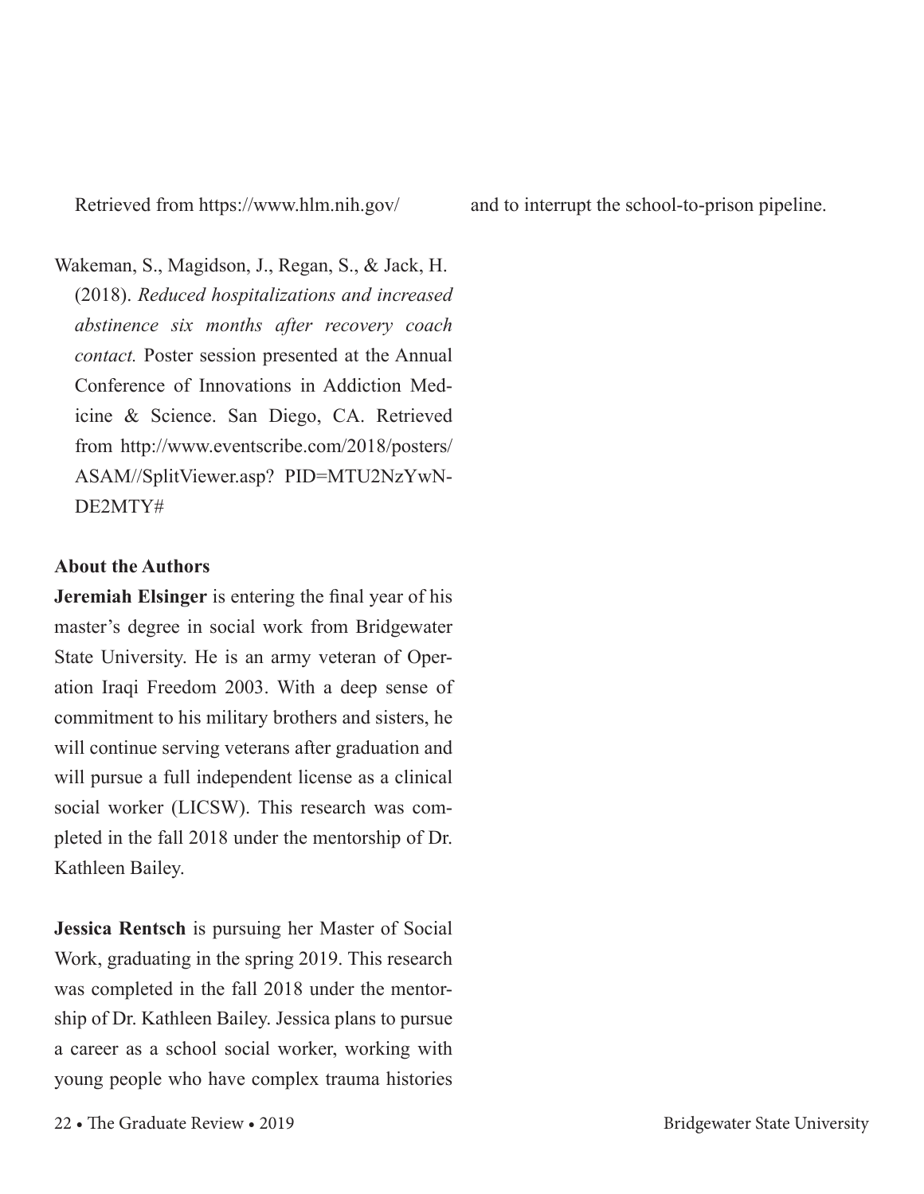Retrieved from https://www.hlm.nih.gov/

Wakeman, S., Magidson, J., Regan, S., & Jack, H. (2018). *Reduced hospitalizations and increased abstinence six months after recovery coach contact.* Poster session presented at the Annual Conference of Innovations in Addiction Medicine & Science. San Diego, CA. Retrieved from http://www.eventscribe.com/2018/posters/ASAM//SplitViewer.asp? PID=MTU2NzYwNDE2MTY#

**About the Authors**

**Jeremiah Elsinger** is entering the final year of his master's degree in social work from Bridgewater State University. He is an army veteran of Operation Iraqi Freedom 2003. With a deep sense of commitment to his military brothers and sisters, he will continue serving veterans after graduation and will pursue a full independent license as a clinical social worker (LICSW). This research was completed in the fall 2018 under the mentorship of Dr. Kathleen Bailey.

**Jessica Rentsch** is pursuing her Master of Social Work, graduating in the spring 2019. This research was completed in the fall 2018 under the mentorship of Dr. Kathleen Bailey. Jessica plans to pursue a career as a school social worker, working with young people who have complex trauma histories and to interrupt the school-to-prison pipeline.